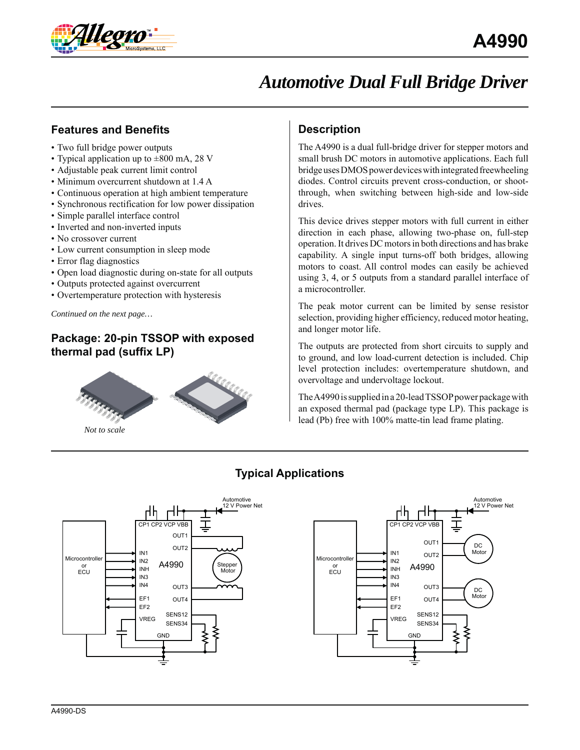# A4990

## Automotive Dual Full Bridge Driver

### Features and Benefits

- Two full bridge power outputs
- Typical application up to ±800 mA, 28 V
- Adjustable peak current limit control
- Minimum overcurrent shutdown at 1.4 A
- Continuous operation at high ambient temperature
- Synchronous rectification for low power dissipation
- Simple parallel interface control
- Inverted and non-inverted inputs
- No crossover current
- Low current consumption in sleep mode
- Error flag diagnostics
- Open load diagnostic during on-state for all outputs
- Outputs protected against overcurrent
- Overtemperature protection with hysteresis

*Continued on the next page…*

### Package: 20-pin TSSOP with exposed thermal pad (suffix LP)

*Not to scale*

### Description

The A4990 is a dual full-bridge driver for stepper motors and small brush DC motors in automotive applications. Each full bridge uses DMOS power devices with integrated freewheeling diodes. Control circuits prevent cross-conduction, or shoot-through, when switching between high-side and low-side drives.

This device drives stepper motors with full current in either direction in each phase, allowing two-phase on, full-step operation. It drives DC motors in both directions and has brake capability. A single input turns-off both bridges, allowing motors to coast. All control modes can easily be achieved using 3, 4, or 5 outputs from a standard parallel interface of a microcontroller.

The peak motor current can be limited by sense resistor selection, providing higher efficiency, reduced motor heating, and longer motor life.

The outputs are protected from short circuits to supply and to ground, and low load-current detection is included. Chip level protection includes: overtemperature shutdown, and overvoltage and undervoltage lockout.

The A4990 is supplied in a 20-lead TSSOP power package with an exposed thermal pad (package type LP). This package is lead (Pb) free with 100% matte-tin lead frame plating.

### Typical Applications

A4990-DS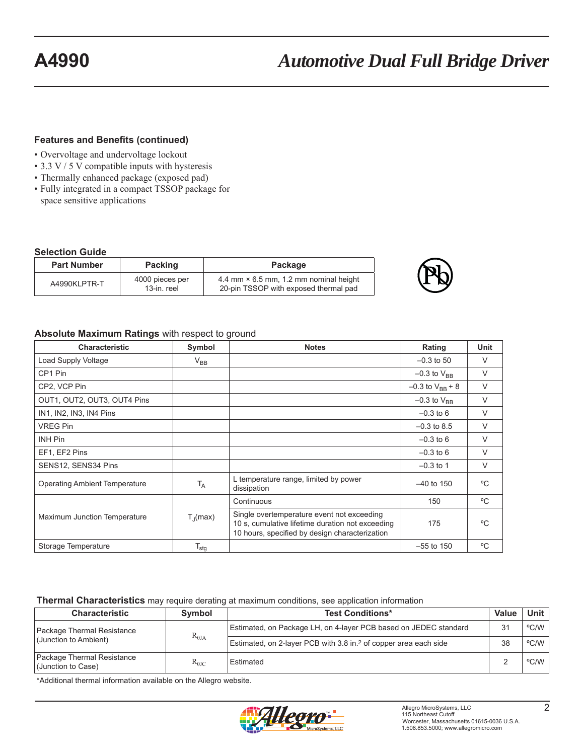## Features and Benefits (continued)

- Overvoltage and undervoltage lockout
- 3.3 V / 5 V compatible inputs with hysteresis
- Thermally enhanced package (exposed pad)
- Fully integrated in a compact TSSOP package for space sensitive applications

### Selection Guide

| Part Number | Packing | Package |
|---|---|---|
| A4990KLPTR-T | 4000 pieces per 13-in. reel | 4.4 mm × 6.5 mm, 1.2 mm nominal height 20-pin TSSOP with exposed thermal pad |

### Absolute Maximum Ratings with respect to ground

| Characteristic | Symbol | Notes | Rating | Unit |
|---|---|---|---|---|
| Load Supply Voltage | $V_{BB}$ | | –0.3 to 50 | V |
| CP1 Pin | | | –0.3 to $V_{BB}$ | V |
| CP2, VCP Pin | | | –0.3 to $V_{BB}$ + 8 | V |
| OUT1, OUT2, OUT3, OUT4 Pins | | | –0.3 to $V_{BB}$ | V |
| IN1, IN2, IN3, IN4 Pins | | | –0.3 to 6 | V |
| VREG Pin | | | –0.3 to 8.5 | V |
| INH Pin | | | –0.3 to 6 | V |
| EF1, EF2 Pins | | | –0.3 to 6 | V |
| SENS12, SENS34 Pins | | | –0.3 to 1 | V |
| Operating Ambient Temperature | $T_A$ | L temperature range, limited by power dissipation | –40 to 150 | ºC |
| Maximum Junction Temperature | $T_J$(max) | Continuous | 150 | ºC |
| | | Single overtemperature event not exceeding 10 s, cumulative lifetime duration not exceeding 10 hours, specified by design characterization | 175 | ºC |
| Storage Temperature | $T_{stg}$ | | –55 to 150 | ºC |

### Thermal Characteristics may require derating at maximum conditions, see application information

| Characteristic | Symbol | Test Conditions* | Value | Unit |
|---|---|---|---|---|
| Package Thermal Resistance (Junction to Ambient) | $R_{\theta JA}$ | Estimated, on Package LH, on 4-layer PCB based on JEDEC standard | 31 | ºC/W |
| | | Estimated, on 2-layer PCB with 3.8 in.$^2$ of copper area each side | 38 | ºC/W |
| Package Thermal Resistance (Junction to Case) | $R_{\theta JC}$ | Estimated | 2 | ºC/W |

*Additional thermal information available on the Allegro website.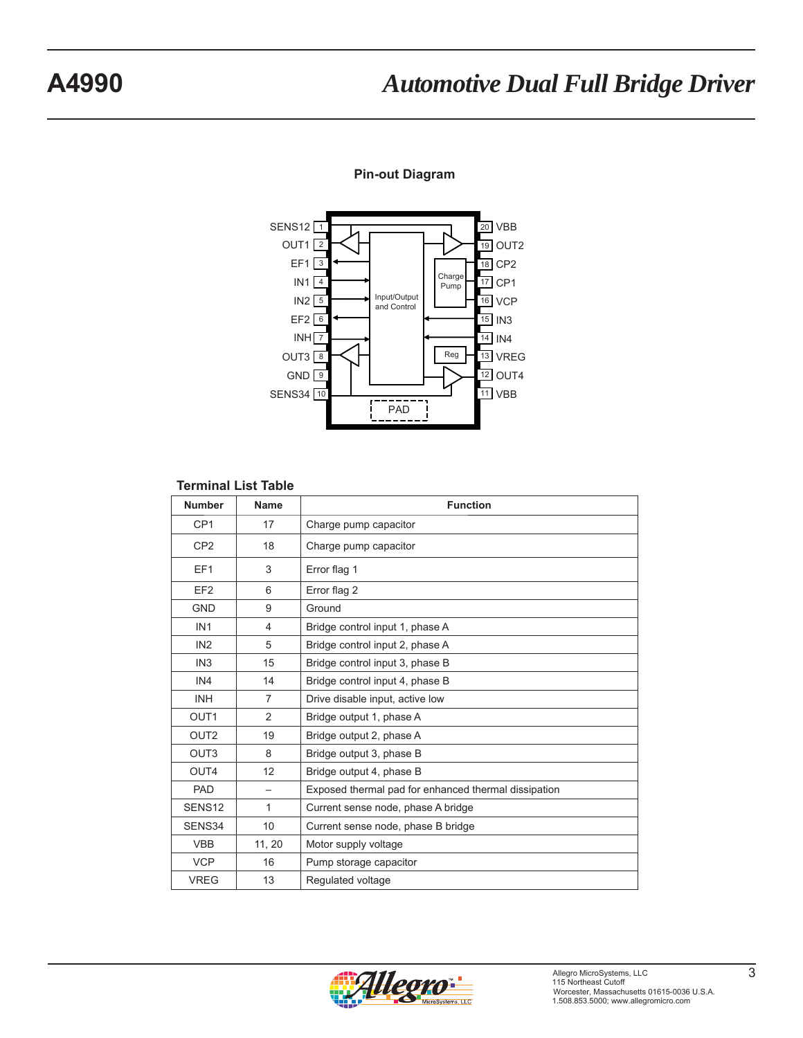## Pin-out Diagram

## Terminal List Table

| Number | Name | Function |
|---|---|---|
| CP1 | 17 | Charge pump capacitor |
| CP2 | 18 | Charge pump capacitor |
| EF1 | 3 | Error flag 1 |
| EF2 | 6 | Error flag 2 |
| GND | 9 | Ground |
| IN1 | 4 | Bridge control input 1, phase A |
| IN2 | 5 | Bridge control input 2, phase A |
| IN3 | 15 | Bridge control input 3, phase B |
| IN4 | 14 | Bridge control input 4, phase B |
| INH | 7 | Drive disable input, active low |
| OUT1 | 2 | Bridge output 1, phase A |
| OUT2 | 19 | Bridge output 2, phase A |
| OUT3 | 8 | Bridge output 3, phase B |
| OUT4 | 12 | Bridge output 4, phase B |
| PAD | – | Exposed thermal pad for enhanced thermal dissipation |
| SENS12 | 1 | Current sense node, phase A bridge |
| SENS34 | 10 | Current sense node, phase B bridge |
| VBB | 11, 20 | Motor supply voltage |
| VCP | 16 | Pump storage capacitor |
| VREG | 13 | Regulated voltage |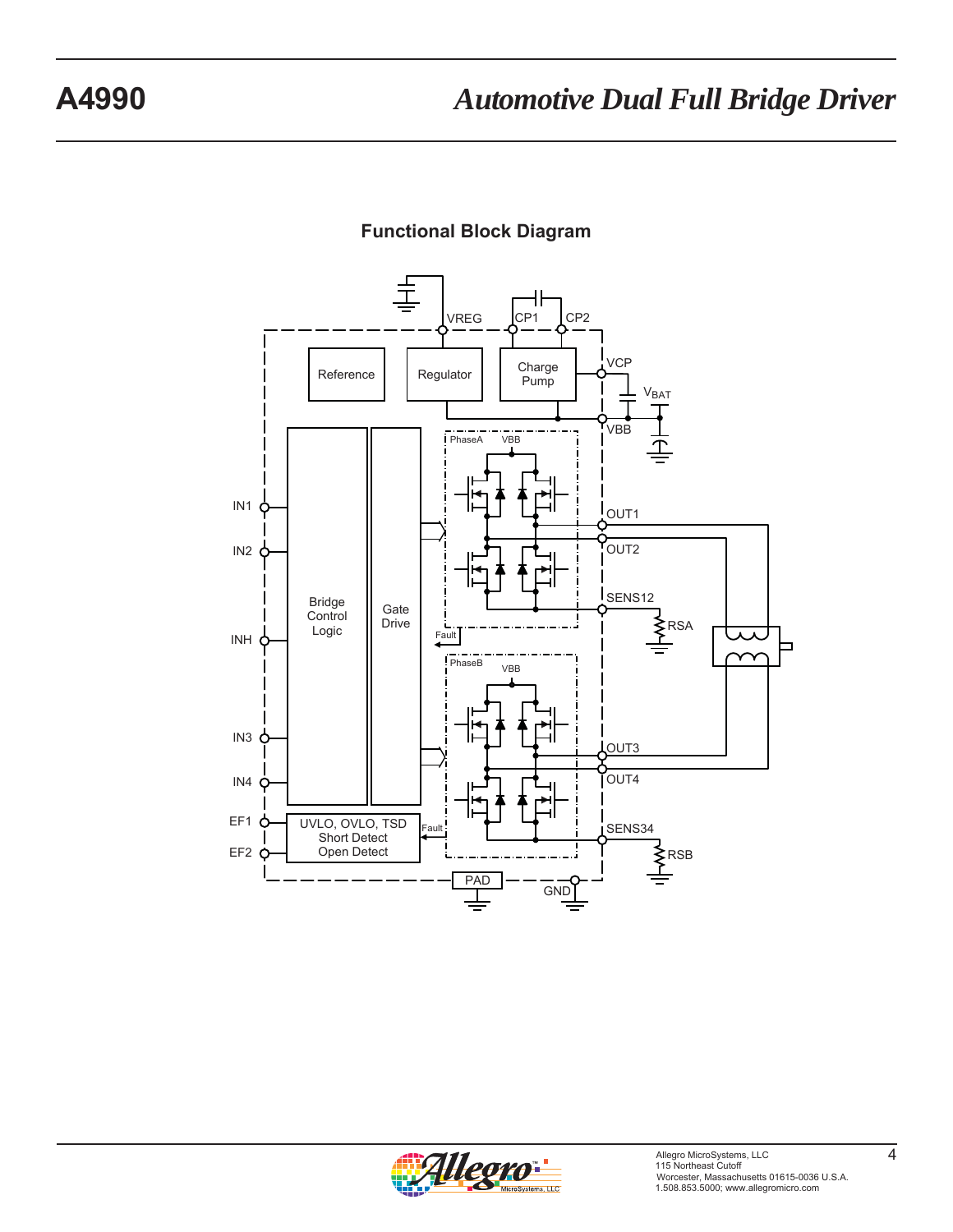## Functional Block Diagram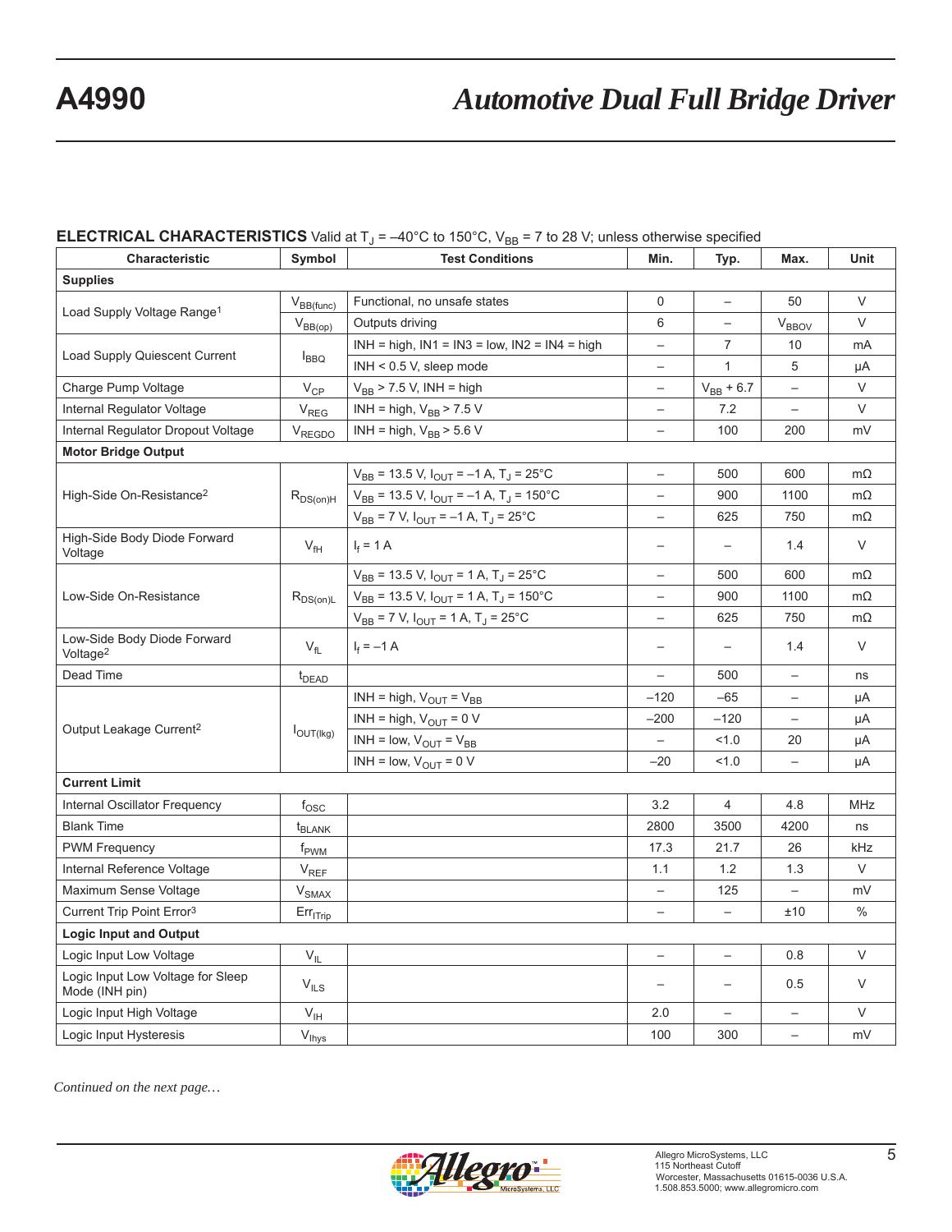**ELECTRICAL CHARACTERISTICS** Valid at $T_J$ = –40°C to 150°C, $V_{BB}$ = 7 to 28 V; unless otherwise specified

| Characteristic | Symbol | Test Conditions | Min. | Typ. | Max. | Unit |
|---|---|---|---|---|---|---|
| **Supplies** | | | | | | |
| Load Supply Voltage Range[1] | $V_{BB(func)}$ | Functional, no unsafe states | 0 | – | 50 | V |
| | $V_{BB(op)}$ | Outputs driving | 6 | – | $V_{BBOV}$ | V |
| Load Supply Quiescent Current | $I_{BBQ}$ | INH = high, IN1 = IN3 = low, IN2 = IN4 = high | – | 7 | 10 | mA |
| | | INH < 0.5 V, sleep mode | – | 1 | 5 | μA |
| Charge Pump Voltage | $V_{CP}$ | $V_{BB}$ > 7.5 V, INH = high | – | $V_{BB}$ + 6.7 | – | V |
| Internal Regulator Voltage | $V_{REG}$ | INH = high, $V_{BB}$ > 7.5 V | – | 7.2 | – | V |
| Internal Regulator Dropout Voltage | $V_{REGDO}$ | INH = high, $V_{BB}$ > 5.6 V | – | 100 | 200 | mV |
| **Motor Bridge Output** | | | | | | |
| High-Side On-Resistance[2] | $R_{DS(on)H}$ | $V_{BB}$ = 13.5 V, $I_{OUT}$ = –1 A, $T_J$ = 25°C | – | 500 | 600 | mΩ |
| | | $V_{BB}$ = 13.5 V, $I_{OUT}$ = –1 A, $T_J$ = 150°C | – | 900 | 1100 | mΩ |
| | | $V_{BB}$ = 7 V, $I_{OUT}$ = –1 A, $T_J$ = 25°C | – | 625 | 750 | mΩ |
| High-Side Body Diode Forward Voltage | $V_{fH}$ | $I_f$ = 1 A | – | – | 1.4 | V |
| Low-Side On-Resistance | $R_{DS(on)L}$ | $V_{BB}$ = 13.5 V, $I_{OUT}$ = 1 A, $T_J$ = 25°C | – | 500 | 600 | mΩ |
| | | $V_{BB}$ = 13.5 V, $I_{OUT}$ = 1 A, $T_J$ = 150°C | – | 900 | 1100 | mΩ |
| | | $V_{BB}$ = 7 V, $I_{OUT}$ = 1 A, $T_J$ = 25°C | – | 625 | 750 | mΩ |
| Low-Side Body Diode Forward Voltage[2] | $V_{fL}$ | $I_f$ = –1 A | – | – | 1.4 | V |
| Dead Time | $t_{DEAD}$ | | – | 500 | – | ns |
| Output Leakage Current[2] | $I_{OUT(lkg)}$ | INH = high, $V_{OUT}$ = $V_{BB}$ | –120 | –65 | – | μA |
| | | INH = high, $V_{OUT}$ = 0 V | –200 | –120 | – | μA |
| | | INH = low, $V_{OUT}$ = $V_{BB}$ | – | <1.0 | 20 | μA |
| | | INH = low, $V_{OUT}$ = 0 V | –20 | <1.0 | – | μA |
| **Current Limit** | | | | | | |
| Internal Oscillator Frequency | $f_{OSC}$ | | 3.2 | 4 | 4.8 | MHz |
| Blank Time | $t_{BLANK}$ | | 2800 | 3500 | 4200 | ns |
| PWM Frequency | $f_{PWM}$ | | 17.3 | 21.7 | 26 | kHz |
| Internal Reference Voltage | $V_{REF}$ | | 1.1 | 1.2 | 1.3 | V |
| Maximum Sense Voltage | $V_{SMAX}$ | | – | 125 | – | mV |
| Current Trip Point Error[3] | $Err_{ITrip}$ | | – | – | ±10 | % |
| **Logic Input and Output** | | | | | | |
| Logic Input Low Voltage | $V_{IL}$ | | – | – | 0.8 | V |
| Logic Input Low Voltage for Sleep Mode (INH pin) | $V_{ILS}$ | | – | – | 0.5 | V |
| Logic Input High Voltage | $V_{IH}$ | | 2.0 | – | – | V |
| Logic Input Hysteresis | $V_{Ihys}$ | | 100 | 300 | – | mV |

*Continued on the next page…*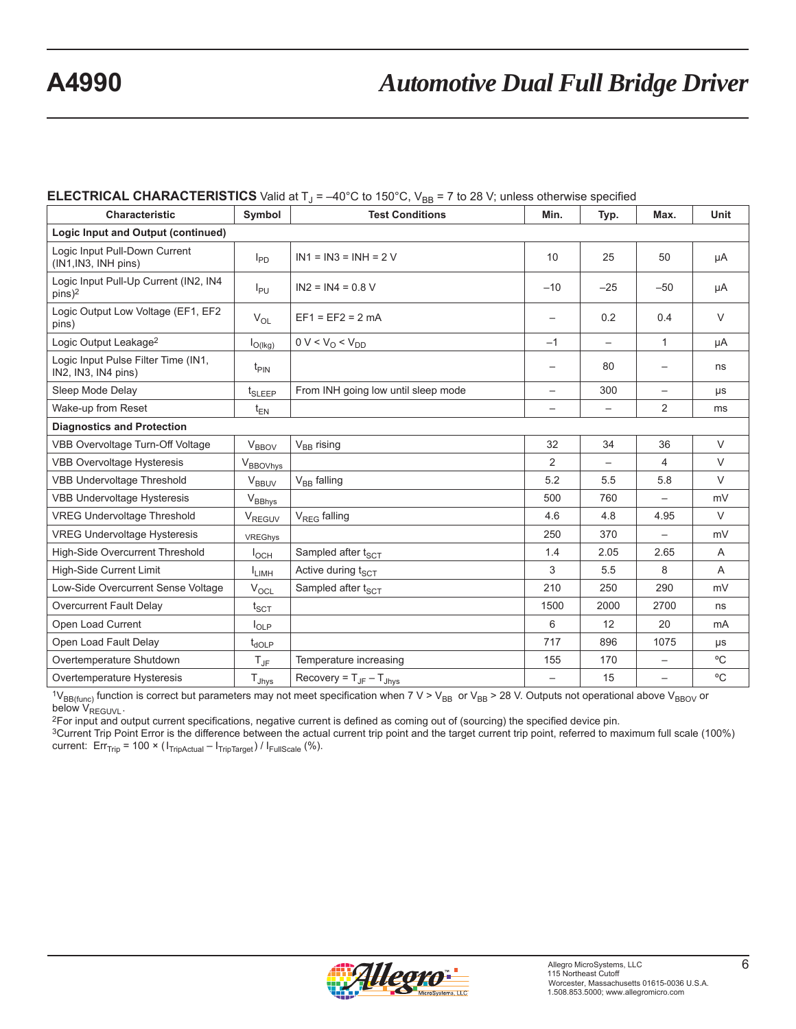**ELECTRICAL CHARACTERISTICS** Valid at $T_J$ = –40°C to 150°C, $V_{BB}$ = 7 to 28 V; unless otherwise specified

| Characteristic | Symbol | Test Conditions | Min. | Typ. | Max. | Unit |
|---|---|---|---|---|---|---|
| **Logic Input and Output (continued)** | | | | | | |
| Logic Input Pull-Down Current (IN1,IN3, INH pins) | $I_{PD}$ | IN1 = IN3 = INH = 2 V | 10 | 25 | 50 | μA |
| Logic Input Pull-Up Current (IN2, IN4 pins)[2] | $I_{PU}$ | IN2 = IN4 = 0.8 V | –10 | –25 | –50 | μA |
| Logic Output Low Voltage (EF1, EF2 pins) | $V_{OL}$ | EF1 = EF2 = 2 mA | – | 0.2 | 0.4 | V |
| Logic Output Leakage[2] | $I_{O(lkg)}$ | 0 V < $V_O$ < $V_{DD}$ | –1 | – | 1 | μA |
| Logic Input Pulse Filter Time (IN1, IN2, IN3, IN4 pins) | $t_{PIN}$ | | – | 80 | – | ns |
| Sleep Mode Delay | $t_{SLEEP}$ | From INH going low until sleep mode | – | 300 | – | μs |
| Wake-up from Reset | $t_{EN}$ | | – | – | 2 | ms |
| **Diagnostics and Protection** | | | | | | |
| VBB Overvoltage Turn-Off Voltage | $V_{BBOV}$ | $V_{BB}$ rising | 32 | 34 | 36 | V |
| VBB Overvoltage Hysteresis | $V_{BBOVhys}$ | | 2 | – | 4 | V |
| VBB Undervoltage Threshold | $V_{BBUV}$ | $V_{BB}$ falling | 5.2 | 5.5 | 5.8 | V |
| VBB Undervoltage Hysteresis | $V_{BBhys}$ | | 500 | 760 | – | mV |
| VREG Undervoltage Threshold | $V_{REGUV}$ | $V_{REG}$ falling | 4.6 | 4.8 | 4.95 | V |
| VREG Undervoltage Hysteresis | VREGhys | | 250 | 370 | – | mV |
| High-Side Overcurrent Threshold | $I_{OCH}$ | Sampled after $t_{SCT}$ | 1.4 | 2.05 | 2.65 | A |
| High-Side Current Limit | $I_{LIMH}$ | Active during $t_{SCT}$ | 3 | 5.5 | 8 | A |
| Low-Side Overcurrent Sense Voltage | $V_{OCL}$ | Sampled after $t_{SCT}$ | 210 | 250 | 290 | mV |
| Overcurrent Fault Delay | $t_{SCT}$ | | 1500 | 2000 | 2700 | ns |
| Open Load Current | $I_{OLP}$ | | 6 | 12 | 20 | mA |
| Open Load Fault Delay | $t_{dOLP}$ | | 717 | 896 | 1075 | μs |
| Overtemperature Shutdown | $T_{JF}$ | Temperature increasing | 155 | 170 | – | ºC |
| Overtemperature Hysteresis | $T_{Jhys}$ | Recovery = $T_{JF}$ – $T_{Jhys}$ | – | 15 | – | ºC |

[1]$V_{BB(func)}$ function is correct but parameters may not meet specification when 7 V > $V_{BB}$ or $V_{BB}$ > 28 V. Outputs not operational above $V_{BBOV}$ or below $V_{REGUVL}$.
[2]For input and output current specifications, negative current is defined as coming out of (sourcing) the specified device pin.
[3]Current Trip Point Error is the difference between the actual current trip point and the target current trip point, referred to maximum full scale (100%) current: $Err_{Trip} = 100 \times (I_{TripActual} - I_{TripTarget}) / I_{FullScale}$ (%).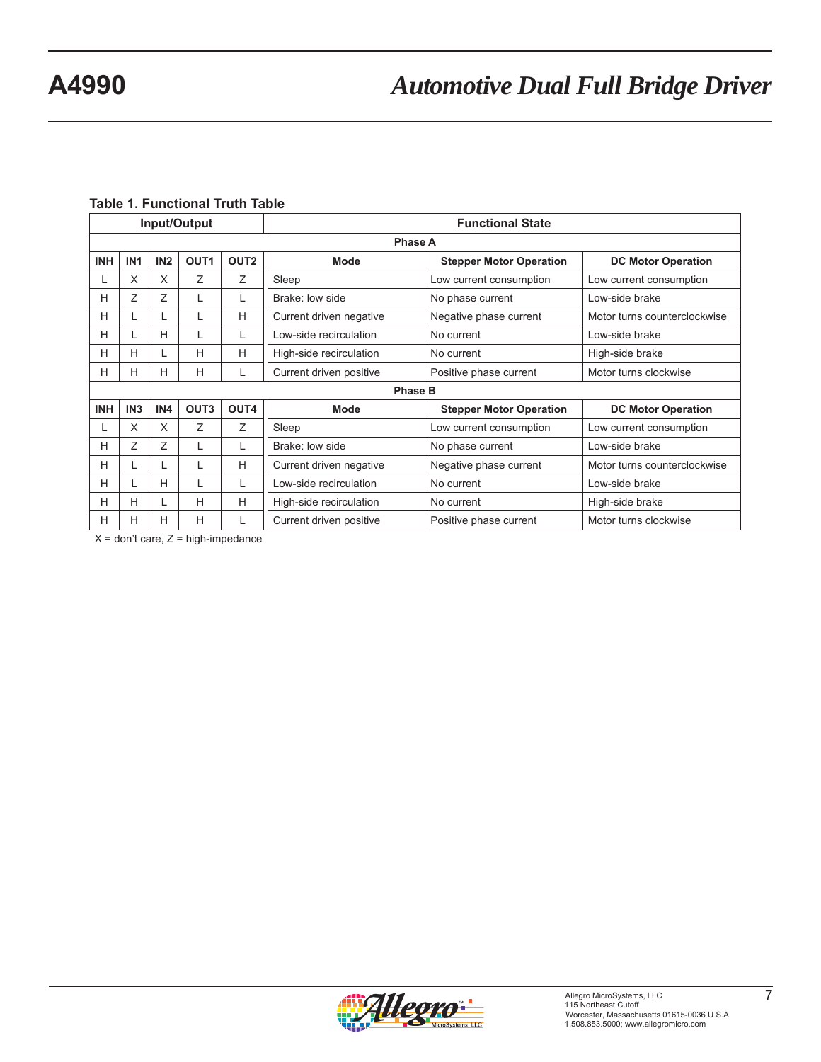**Table 1. Functional Truth Table**

| Input/Output | | | | | Functional State | | |
|---|---|---|---|---|---|---|---|
| **Phase A** | | | | | | | |
| **INH** | **IN1** | **IN2** | **OUT1** | **OUT2** | **Mode** | **Stepper Motor Operation** | **DC Motor Operation** |
| L | X | X | Z | Z | Sleep | Low current consumption | Low current consumption |
| H | Z | Z | L | L | Brake: low side | No phase current | Low-side brake |
| H | L | L | L | H | Current driven negative | Negative phase current | Motor turns counterclockwise |
| H | L | H | L | L | Low-side recirculation | No current | Low-side brake |
| H | H | L | H | H | High-side recirculation | No current | High-side brake |
| H | H | H | H | L | Current driven positive | Positive phase current | Motor turns clockwise |
| **Phase B** | | | | | | | |
| **INH** | **IN3** | **IN4** | **OUT3** | **OUT4** | **Mode** | **Stepper Motor Operation** | **DC Motor Operation** |
| L | X | X | Z | Z | Sleep | Low current consumption | Low current consumption |
| H | Z | Z | L | L | Brake: low side | No phase current | Low-side brake |
| H | L | L | L | H | Current driven negative | Negative phase current | Motor turns counterclockwise |
| H | L | H | L | L | Low-side recirculation | No current | Low-side brake |
| H | H | L | H | H | High-side recirculation | No current | High-side brake |
| H | H | H | H | L | Current driven positive | Positive phase current | Motor turns clockwise |

X = don't care, Z = high-impedance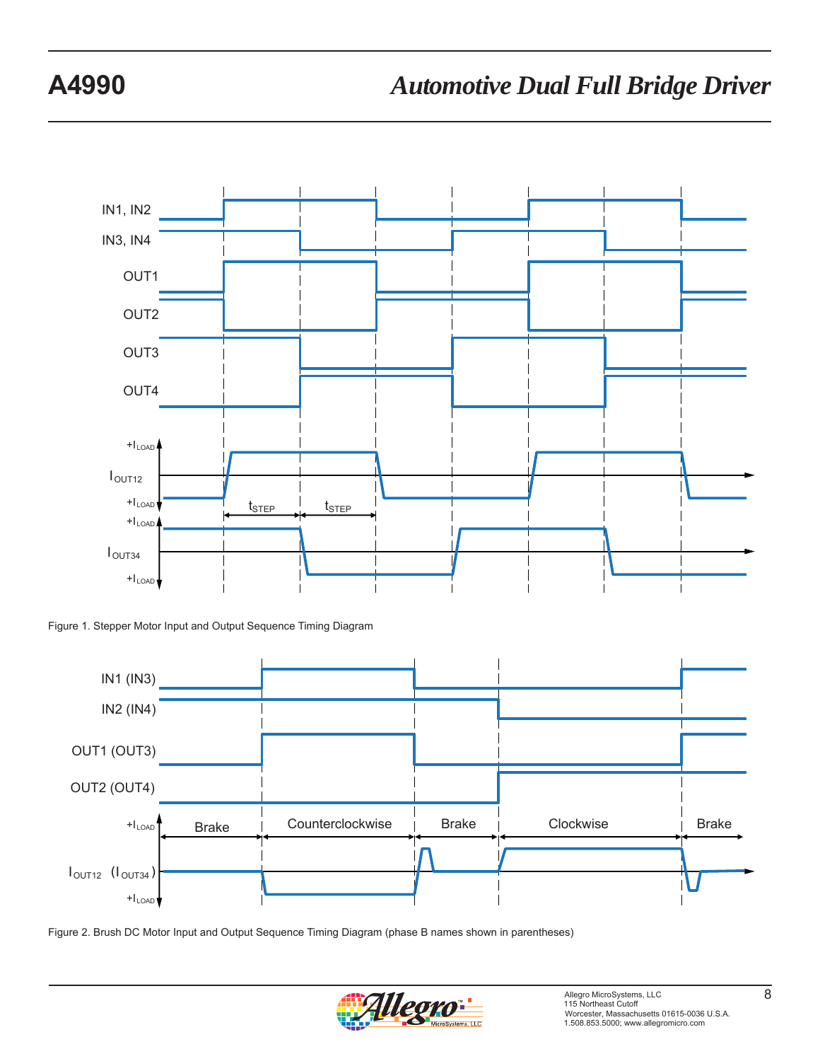Figure 1. Stepper Motor Input and Output Sequence Timing Diagram

Figure 2. Brush DC Motor Input and Output Sequence Timing Diagram (phase B names shown in parentheses)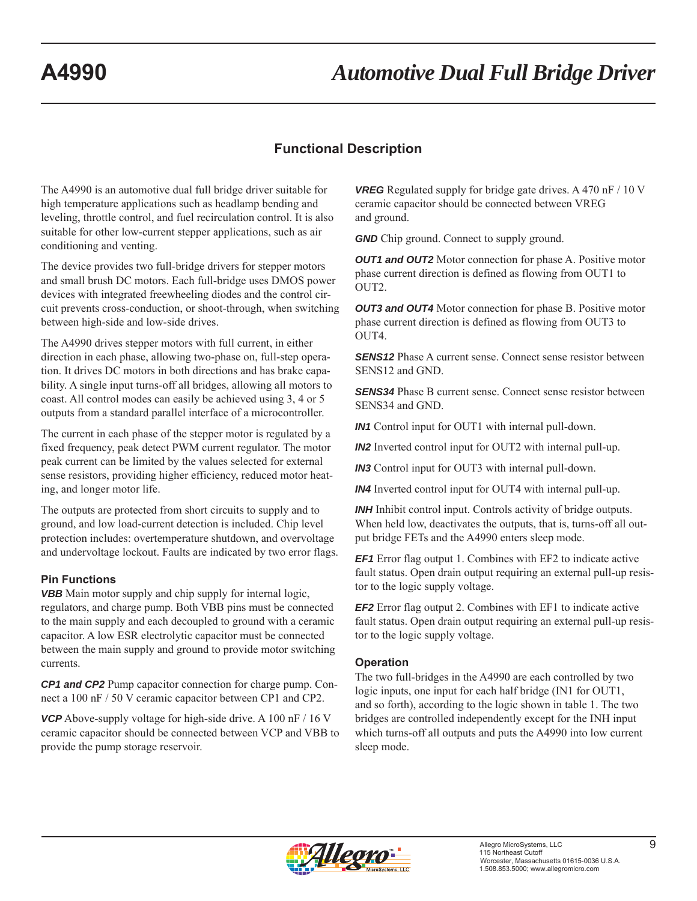## Functional Description

The A4990 is an automotive dual full bridge driver suitable for high temperature applications such as headlamp bending and leveling, throttle control, and fuel recirculation control. It is also suitable for other low-current stepper applications, such as air conditioning and venting.

The device provides two full-bridge drivers for stepper motors and small brush DC motors. Each full-bridge uses DMOS power devices with integrated freewheeling diodes and the control circuit prevents cross-conduction, or shoot-through, when switching between high-side and low-side drives.

The A4990 drives stepper motors with full current, in either direction in each phase, allowing two-phase on, full-step operation. It drives DC motors in both directions and has brake capability. A single input turns-off all bridges, allowing all motors to coast. All control modes can easily be achieved using 3, 4 or 5 outputs from a standard parallel interface of a microcontroller.

The current in each phase of the stepper motor is regulated by a fixed frequency, peak detect PWM current regulator. The motor peak current can be limited by the values selected for external sense resistors, providing higher efficiency, reduced motor heating, and longer motor life.

The outputs are protected from short circuits to supply and to ground, and low load-current detection is included. Chip level protection includes: overtemperature shutdown, and overvoltage and undervoltage lockout. Faults are indicated by two error flags.

### Pin Functions

***VBB*** Main motor supply and chip supply for internal logic, regulators, and charge pump. Both VBB pins must be connected to the main supply and each decoupled to ground with a ceramic capacitor. A low ESR electrolytic capacitor must be connected between the main supply and ground to provide motor switching currents.

***CP1 and CP2*** Pump capacitor connection for charge pump. Connect a 100 nF / 50 V ceramic capacitor between CP1 and CP2.

***VCP*** Above-supply voltage for high-side drive. A 100 nF / 16 V ceramic capacitor should be connected between VCP and VBB to provide the pump storage reservoir.

***VREG*** Regulated supply for bridge gate drives. A 470 nF / 10 V ceramic capacitor should be connected between VREG and ground.

***GND*** Chip ground. Connect to supply ground.

***OUT1 and OUT2*** Motor connection for phase A. Positive motor phase current direction is defined as flowing from OUT1 to OUT2.

***OUT3 and OUT4*** Motor connection for phase B. Positive motor phase current direction is defined as flowing from OUT3 to OUT4.

***SENS12*** Phase A current sense. Connect sense resistor between SENS12 and GND.

***SENS34*** Phase B current sense. Connect sense resistor between SENS34 and GND.

***IN1*** Control input for OUT1 with internal pull-down.

***IN2*** Inverted control input for OUT2 with internal pull-up.

***IN3*** Control input for OUT3 with internal pull-down.

***IN4*** Inverted control input for OUT4 with internal pull-up.

***INH*** Inhibit control input. Controls activity of bridge outputs. When held low, deactivates the outputs, that is, turns-off all output bridge FETs and the A4990 enters sleep mode.

***EF1*** Error flag output 1. Combines with EF2 to indicate active fault status. Open drain output requiring an external pull-up resistor to the logic supply voltage.

***EF2*** Error flag output 2. Combines with EF1 to indicate active fault status. Open drain output requiring an external pull-up resistor to the logic supply voltage.

### Operation

The two full-bridges in the A4990 are each controlled by two logic inputs, one input for each half bridge (IN1 for OUT1, and so forth), according to the logic shown in table 1. The two bridges are controlled independently except for the INH input which turns-off all outputs and puts the A4990 into low current sleep mode.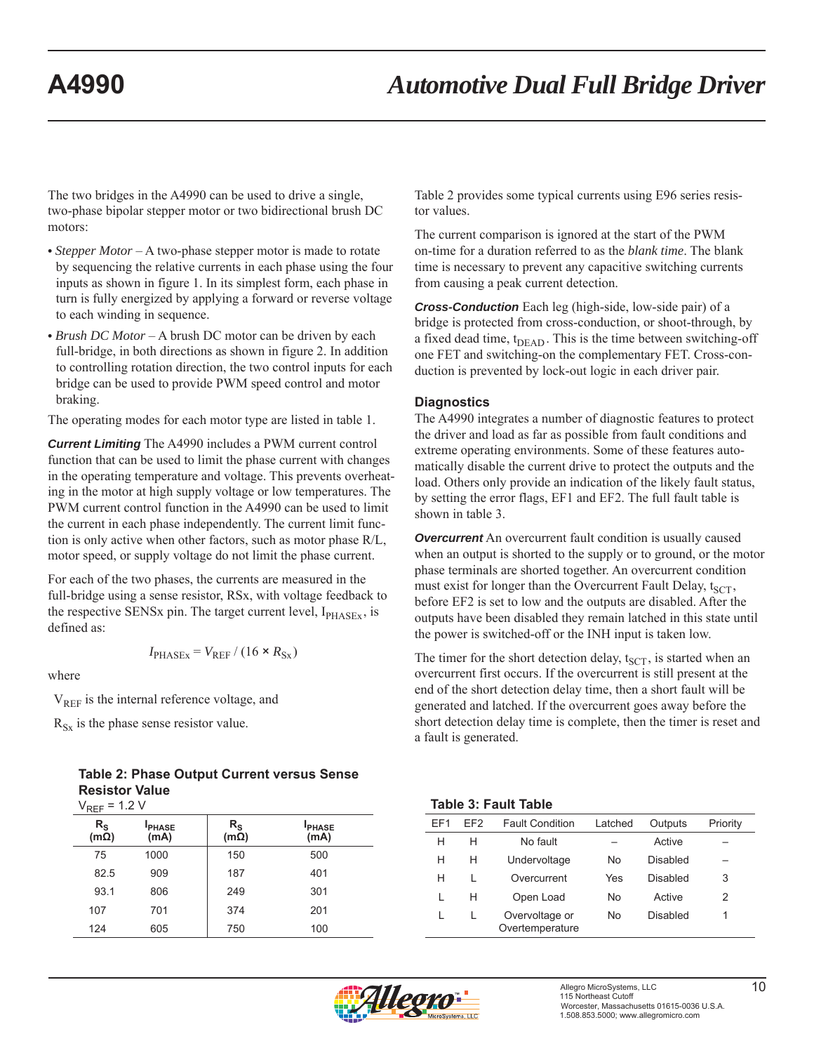The two bridges in the A4990 can be used to drive a single, two-phase bipolar stepper motor or two bidirectional brush DC motors:

- *Stepper Motor* – A two-phase stepper motor is made to rotate by sequencing the relative currents in each phase using the four inputs as shown in figure 1. In its simplest form, each phase in turn is fully energized by applying a forward or reverse voltage to each winding in sequence.
- *Brush DC Motor* – A brush DC motor can be driven by each full-bridge, in both directions as shown in figure 2. In addition to controlling rotation direction, the two control inputs for each bridge can be used to provide PWM speed control and motor braking.

The operating modes for each motor type are listed in table 1.

***Current Limiting*** The A4990 includes a PWM current control function that can be used to limit the phase current with changes in the operating temperature and voltage. This prevents overheating in the motor at high supply voltage or low temperatures. The PWM current control function in the A4990 can be used to limit the current in each phase independently. The current limit function is only active when other factors, such as motor phase R/L, motor speed, or supply voltage do not limit the phase current.

For each of the two phases, the currents are measured in the full-bridge using a sense resistor, RSx, with voltage feedback to the respective SENSx pin. The target current level, $I_{PHASEx}$, is defined as:

$$I_{PHASEx} = V_{REF} / (16 \times R_{Sx})$$

where

$V_{REF}$ is the internal reference voltage, and

$R_{Sx}$ is the phase sense resistor value.

**Table 2: Phase Output Current versus Sense Resistor Value**

$V_{REF}$ = 1.2 V

| $R_S$ (mΩ) | $I_{PHASE}$ (mA) | $R_S$ (mΩ) | $I_{PHASE}$ (mA) |
|---|---|---|---|
| 75 | 1000 | 150 | 500 |
| 82.5 | 909 | 187 | 401 |
| 93.1 | 806 | 249 | 301 |
| 107 | 701 | 374 | 201 |
| 124 | 605 | 750 | 100 |

Table 2 provides some typical currents using E96 series resistor values.

The current comparison is ignored at the start of the PWM on-time for a duration referred to as the *blank time*. The blank time is necessary to prevent any capacitive switching currents from causing a peak current detection.

***Cross-Conduction*** Each leg (high-side, low-side pair) of a bridge is protected from cross-conduction, or shoot-through, by a fixed dead time, $t_{DEAD}$. This is the time between switching-off one FET and switching-on the complementary FET. Cross-conduction is prevented by lock-out logic in each driver pair.

### Diagnostics

The A4990 integrates a number of diagnostic features to protect the driver and load as far as possible from fault conditions and extreme operating environments. Some of these features automatically disable the current drive to protect the outputs and the load. Others only provide an indication of the likely fault status, by setting the error flags, EF1 and EF2. The full fault table is shown in table 3.

***Overcurrent*** An overcurrent fault condition is usually caused when an output is shorted to the supply or to ground, or the motor phase terminals are shorted together. An overcurrent condition must exist for longer than the Overcurrent Fault Delay, $t_{SCT}$, before EF2 is set to low and the outputs are disabled. After the outputs have been disabled they remain latched in this state until the power is switched-off or the INH input is taken low.

The timer for the short detection delay, $t_{SCT}$, is started when an overcurrent first occurs. If the overcurrent is still present at the end of the short detection delay time, then a short fault will be generated and latched. If the overcurrent goes away before the short detection delay time is complete, then the timer is reset and a fault is generated.

**Table 3: Fault Table**

| EF1 | EF2 | Fault Condition | Latched | Outputs | Priority |
|---|---|---|---|---|---|
| H | H | No fault | – | Active | – |
| H | H | Undervoltage | No | Disabled | – |
| H | L | Overcurrent | Yes | Disabled | 3 |
| L | H | Open Load | No | Active | 2 |
| L | L | Overvoltage or Overtemperature | No | Disabled | 1 |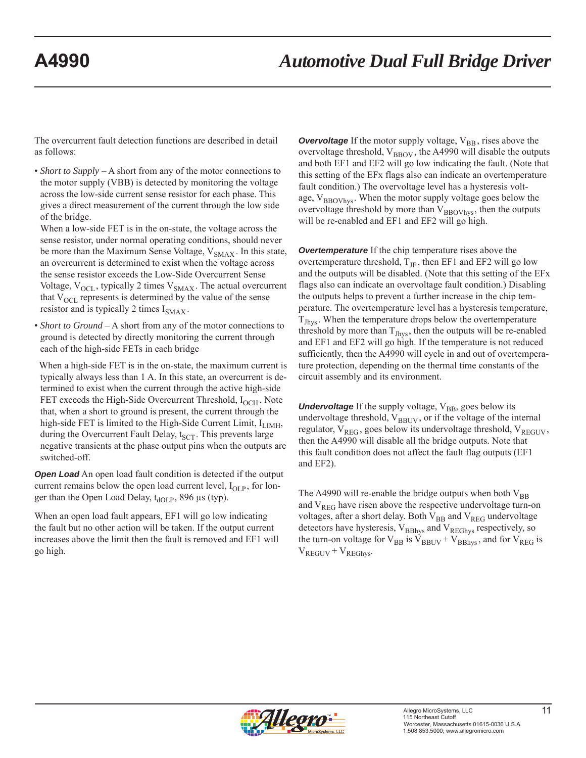The overcurrent fault detection functions are described in detail as follows:

- *Short to Supply* – A short from any of the motor connections to the motor supply (VBB) is detected by monitoring the voltage across the low-side current sense resistor for each phase. This gives a direct measurement of the current through the low side of the bridge.

  When a low-side FET is in the on-state, the voltage across the sense resistor, under normal operating conditions, should never be more than the Maximum Sense Voltage, $V_{SMAX}$. In this state, an overcurrent is determined to exist when the voltage across the sense resistor exceeds the Low-Side Overcurrent Sense Voltage, $V_{OCL}$, typically 2 times $V_{SMAX}$. The actual overcurrent that $V_{OCL}$ represents is determined by the value of the sense resistor and is typically 2 times $I_{SMAX}$.

- *Short to Ground* – A short from any of the motor connections to ground is detected by directly monitoring the current through each of the high-side FETs in each bridge

  When a high-side FET is in the on-state, the maximum current is typically always less than 1 A. In this state, an overcurrent is determined to exist when the current through the active high-side FET exceeds the High-Side Overcurrent Threshold, $I_{OCH}$. Note that, when a short to ground is present, the current through the high-side FET is limited to the High-Side Current Limit, $I_{LIMH}$, during the Overcurrent Fault Delay, $t_{SCT}$. This prevents large negative transients at the phase output pins when the outputs are switched-off.

***Open Load*** An open load fault condition is detected if the output current remains below the open load current level, $I_{OLP}$, for longer than the Open Load Delay, $t_{dOLP}$, 896 µs (typ).

When an open load fault appears, EF1 will go low indicating the fault but no other action will be taken. If the output current increases above the limit then the fault is removed and EF1 will go high.

***Overvoltage*** If the motor supply voltage, $V_{BB}$, rises above the overvoltage threshold, $V_{BBOV}$, the A4990 will disable the outputs and both EF1 and EF2 will go low indicating the fault. (Note that this setting of the EFx flags also can indicate an overtemperature fault condition.) The overvoltage level has a hysteresis voltage, $V_{BBOVhys}$. When the motor supply voltage goes below the overvoltage threshold by more than $V_{BBOVhys}$, then the outputs will be re-enabled and EF1 and EF2 will go high.

***Overtemperature*** If the chip temperature rises above the overtemperature threshold, $T_{JF}$, then EF1 and EF2 will go low and the outputs will be disabled. (Note that this setting of the EFx flags also can indicate an overvoltage fault condition.) Disabling the outputs helps to prevent a further increase in the chip temperature. The overtemperature level has a hysteresis temperature, $T_{Jhys}$. When the temperature drops below the overtemperature threshold by more than $T_{Jhys}$, then the outputs will be re-enabled and EF1 and EF2 will go high. If the temperature is not reduced sufficiently, then the A4990 will cycle in and out of overtemperature protection, depending on the thermal time constants of the circuit assembly and its environment.

***Undervoltage*** If the supply voltage, $V_{BB}$, goes below its undervoltage threshold, $V_{BBUV}$, or if the voltage of the internal regulator, $V_{REG}$, goes below its undervoltage threshold, $V_{REGUV}$, then the A4990 will disable all the bridge outputs. Note that this fault condition does not affect the fault flag outputs (EF1 and EF2).

The A4990 will re-enable the bridge outputs when both $V_{BB}$ and $V_{REG}$ have risen above the respective undervoltage turn-on voltages, after a short delay. Both $V_{BB}$ and $V_{REG}$ undervoltage detectors have hysteresis, $V_{BBhys}$ and $V_{REGhys}$ respectively, so the turn-on voltage for $V_{BB}$ is $V_{BBUV} + V_{BBhys}$, and for $V_{REG}$ is $V_{REGUV} + V_{REGhys}$.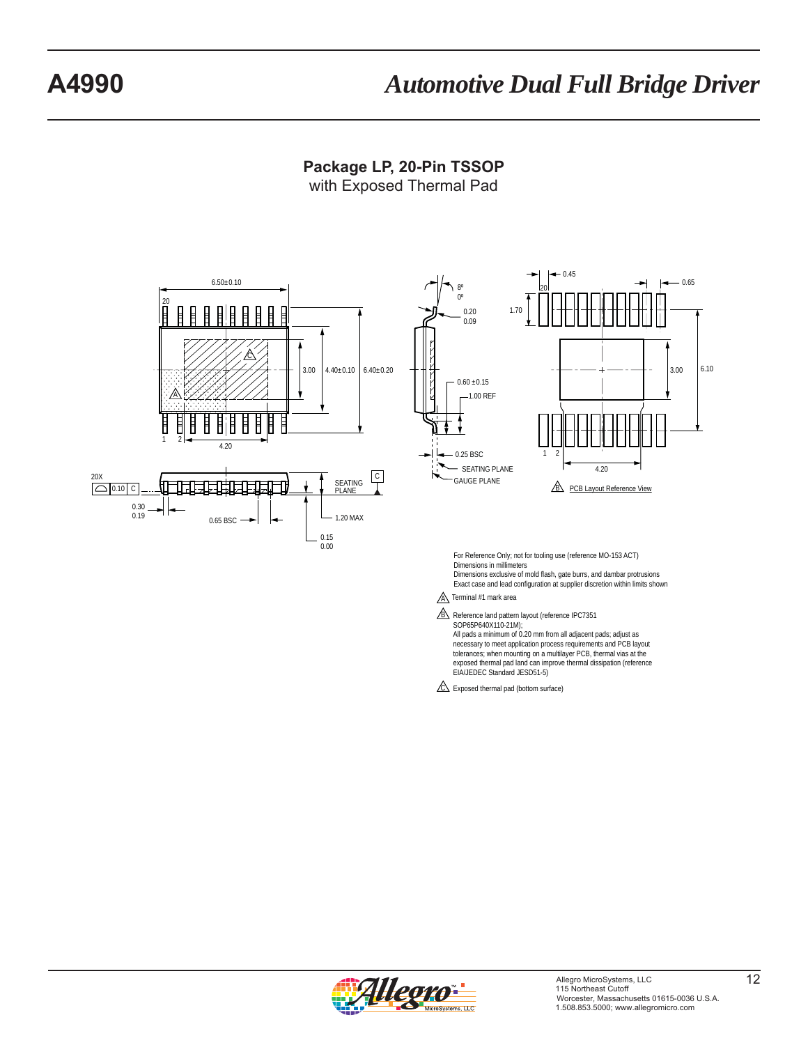## Package LP, 20-Pin TSSOP
with Exposed Thermal Pad

For Reference Only; not for tooling use (reference MO-153 ACT)
Dimensions in millimeters
Dimensions exclusive of mold flash, gate burrs, and dambar protrusions
Exact case and lead configuration at supplier discretion within limits shown

A. Terminal #1 mark area

B. Reference land pattern layout (reference IPC7351 SOP65P640X110-21M);
All pads a minimum of 0.20 mm from all adjacent pads; adjust as necessary to meet application process requirements and PCB layout tolerances; when mounting on a multilayer PCB, thermal vias at the exposed thermal pad land can improve thermal dissipation (reference EIA/JEDEC Standard JESD51-5)

C. Exposed thermal pad (bottom surface)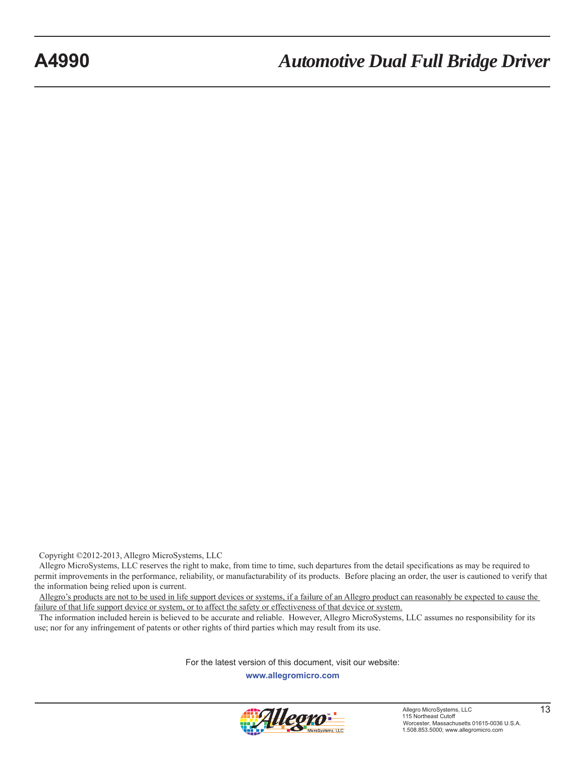Copyright ©2012-2013, Allegro MicroSystems, LLC

Allegro MicroSystems, LLC reserves the right to make, from time to time, such departures from the detail specifications as may be required to permit improvements in the performance, reliability, or manufacturability of its products. Before placing an order, the user is cautioned to verify that the information being relied upon is current.

Allegro's products are not to be used in life support devices or systems, if a failure of an Allegro product can reasonably be expected to cause the failure of that life support device or system, or to affect the safety or effectiveness of that device or system.

The information included herein is believed to be accurate and reliable. However, Allegro MicroSystems, LLC assumes no responsibility for its use; nor for any infringement of patents or other rights of third parties which may result from its use.

For the latest version of this document, visit our website:

**www.allegromicro.com**